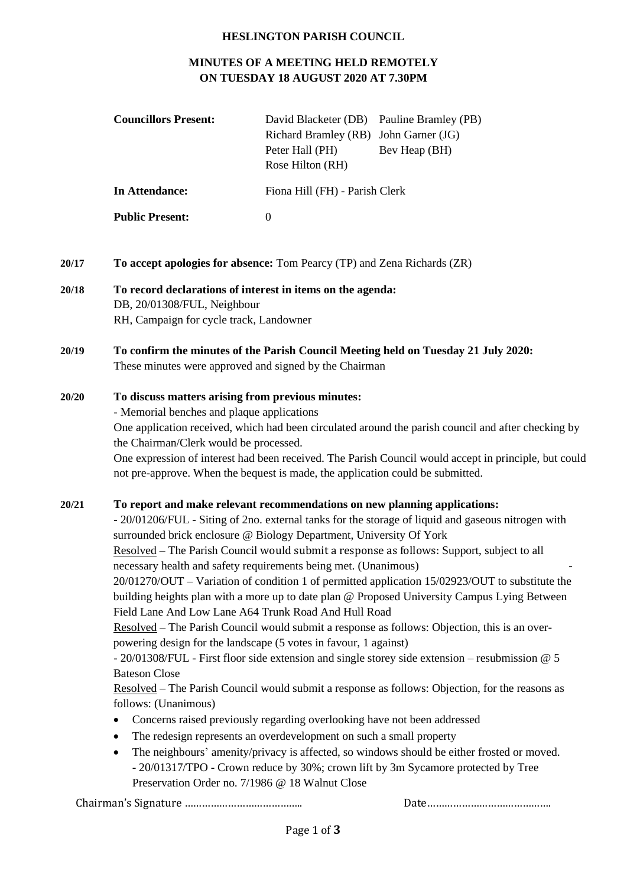**HESLINGTON PARISH COUNCIL**

**MINUTES OF A MEETING HELD REMOTELY ON TUESDAY 18 AUGUST 2020 AT 7.30PM**

| | | |
|---|---|---|
| **Councillors Present:** | David Blacketer (DB) | Pauline Bramley (PB) |
| | Richard Bramley (RB) | John Garner (JG) |
| | Peter Hall (PH) | Bev Heap (BH) |
| | Rose Hilton (RH) | |
| **In Attendance:** | Fiona Hill (FH) - Parish Clerk | |
| **Public Present:** | 0 | |

**20/17 To accept apologies for absence:** Tom Pearcy (TP) and Zena Richards (ZR)

**20/18 To record declarations of interest in items on the agenda:**
DB, 20/01308/FUL, Neighbour
RH, Campaign for cycle track, Landowner

**20/19 To confirm the minutes of the Parish Council Meeting held on Tuesday 21 July 2020:**
These minutes were approved and signed by the Chairman

**20/20 To discuss matters arising from previous minutes:**
- Memorial benches and plaque applications

One application received, which had been circulated around the parish council and after checking by the Chairman/Clerk would be processed.
One expression of interest had been received. The Parish Council would accept in principle, but could not pre-approve. When the bequest is made, the application could be submitted.

**20/21 To report and make relevant recommendations on new planning applications:**
- 20/01206/FUL - Siting of 2no. external tanks for the storage of liquid and gaseous nitrogen with surrounded brick enclosure @ Biology Department, University Of York

Resolved – The Parish Council would submit a response as follows: Support, subject to all necessary health and safety requirements being met. (Unanimous)

- 20/01270/OUT – Variation of condition 1 of permitted application 15/02923/OUT to substitute the building heights plan with a more up to date plan @ Proposed University Campus Lying Between Field Lane And Low Lane A64 Trunk Road And Hull Road

Resolved – The Parish Council would submit a response as follows: Objection, this is an over-powering design for the landscape (5 votes in favour, 1 against)

- 20/01308/FUL - First floor side extension and single storey side extension – resubmission @ 5 Bateson Close

Resolved – The Parish Council would submit a response as follows: Objection, for the reasons as follows: (Unanimous)

- Concerns raised previously regarding overlooking have not been addressed
- The redesign represents an overdevelopment on such a small property
- The neighbours' amenity/privacy is affected, so windows should be either frosted or moved.

- 20/01317/TPO - Crown reduce by 30%; crown lift by 3m Sycamore protected by Tree Preservation Order no. 7/1986 @ 18 Walnut Close

Chairman's Signature ………………………………… Date……………………………………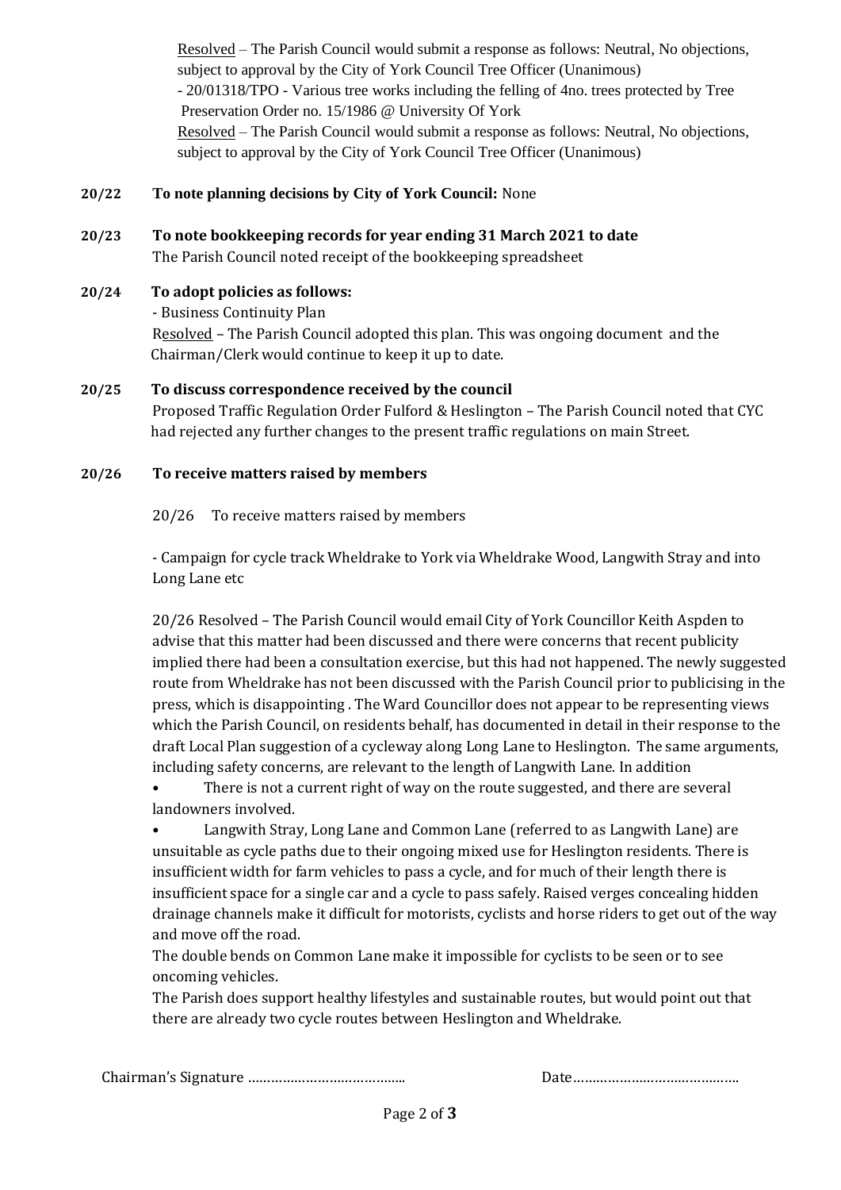Resolved – The Parish Council would submit a response as follows: Neutral, No objections, subject to approval by the City of York Council Tree Officer (Unanimous)

- 20/01318/TPO - Various tree works including the felling of 4no. trees protected by Tree Preservation Order no. 15/1986 @ University Of York

Resolved – The Parish Council would submit a response as follows: Neutral, No objections, subject to approval by the City of York Council Tree Officer (Unanimous)

**20/22 To note planning decisions by City of York Council:** None

**20/23 To note bookkeeping records for year ending 31 March 2021 to date**

The Parish Council noted receipt of the bookkeeping spreadsheet

**20/24 To adopt policies as follows:**

- Business Continuity Plan

Resolved – The Parish Council adopted this plan. This was ongoing document and the Chairman/Clerk would continue to keep it up to date.

**20/25 To discuss correspondence received by the council**

Proposed Traffic Regulation Order Fulford & Heslington – The Parish Council noted that CYC had rejected any further changes to the present traffic regulations on main Street.

**20/26 To receive matters raised by members**

20/26 To receive matters raised by members

- Campaign for cycle track Wheldrake to York via Wheldrake Wood, Langwith Stray and into Long Lane etc

20/26 Resolved – The Parish Council would email City of York Councillor Keith Aspden to advise that this matter had been discussed and there were concerns that recent publicity implied there had been a consultation exercise, but this had not happened. The newly suggested route from Wheldrake has not been discussed with the Parish Council prior to publicising in the press, which is disappointing . The Ward Councillor does not appear to be representing views which the Parish Council, on residents behalf, has documented in detail in their response to the draft Local Plan suggestion of a cycleway along Long Lane to Heslington. The same arguments, including safety concerns, are relevant to the length of Langwith Lane. In addition

- There is not a current right of way on the route suggested, and there are several landowners involved.
- Langwith Stray, Long Lane and Common Lane (referred to as Langwith Lane) are unsuitable as cycle paths due to their ongoing mixed use for Heslington residents. There is insufficient width for farm vehicles to pass a cycle, and for much of their length there is insufficient space for a single car and a cycle to pass safely. Raised verges concealing hidden drainage channels make it difficult for motorists, cyclists and horse riders to get out of the way and move off the road.

The double bends on Common Lane make it impossible for cyclists to be seen or to see oncoming vehicles.

The Parish does support healthy lifestyles and sustainable routes, but would point out that there are already two cycle routes between Heslington and Wheldrake.

Chairman's Signature ………………………………….. Date…………………………………….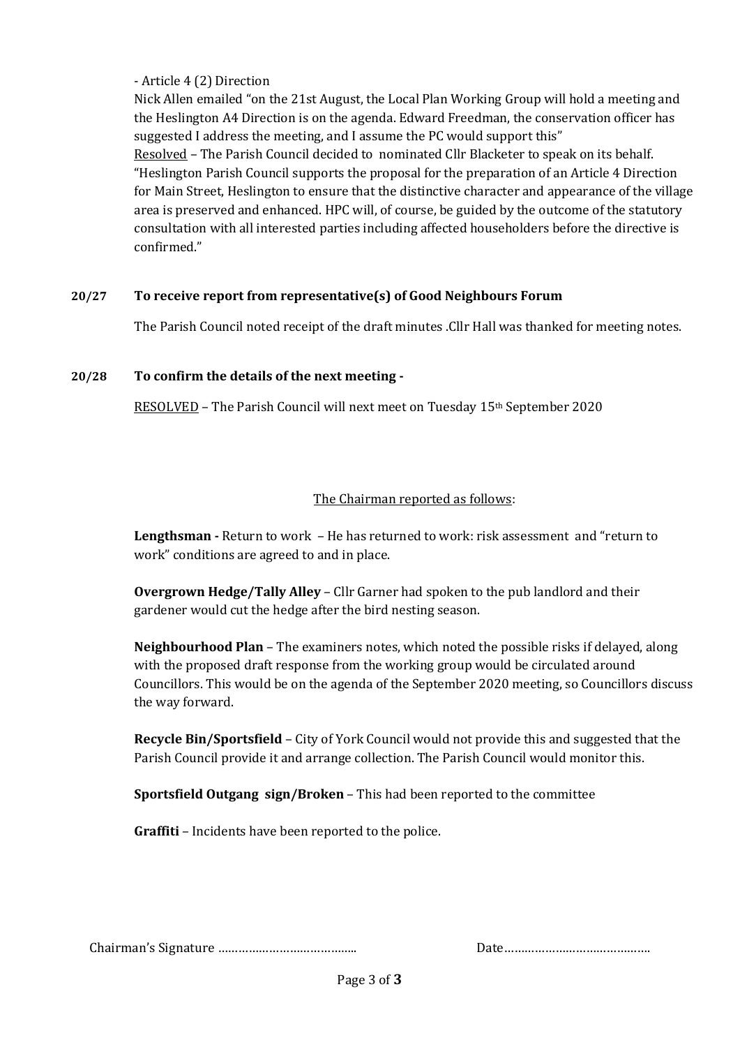- Article 4 (2) Direction

Nick Allen emailed "on the 21st August, the Local Plan Working Group will hold a meeting and the Heslington A4 Direction is on the agenda. Edward Freedman, the conservation officer has suggested I address the meeting, and I assume the PC would support this"

Resolved – The Parish Council decided to nominated Cllr Blacketer to speak on its behalf. "Heslington Parish Council supports the proposal for the preparation of an Article 4 Direction for Main Street, Heslington to ensure that the distinctive character and appearance of the village area is preserved and enhanced. HPC will, of course, be guided by the outcome of the statutory consultation with all interested parties including affected householders before the directive is confirmed."

**20/27 To receive report from representative(s) of Good Neighbours Forum**

The Parish Council noted receipt of the draft minutes .Cllr Hall was thanked for meeting notes.

**20/28 To confirm the details of the next meeting -**

RESOLVED – The Parish Council will next meet on Tuesday 15th September 2020

The Chairman reported as follows:

**Lengthsman -** Return to work – He has returned to work: risk assessment and "return to work" conditions are agreed to and in place.

**Overgrown Hedge/Tally Alley** – Cllr Garner had spoken to the pub landlord and their gardener would cut the hedge after the bird nesting season.

**Neighbourhood Plan** – The examiners notes, which noted the possible risks if delayed, along with the proposed draft response from the working group would be circulated around Councillors. This would be on the agenda of the September 2020 meeting, so Councillors discuss the way forward.

**Recycle Bin/Sportsfield** – City of York Council would not provide this and suggested that the Parish Council provide it and arrange collection. The Parish Council would monitor this.

**Sportsfield Outgang sign/Broken** – This had been reported to the committee

**Graffiti** – Incidents have been reported to the police.

Chairman's Signature ………………………………….. Date…………………………………..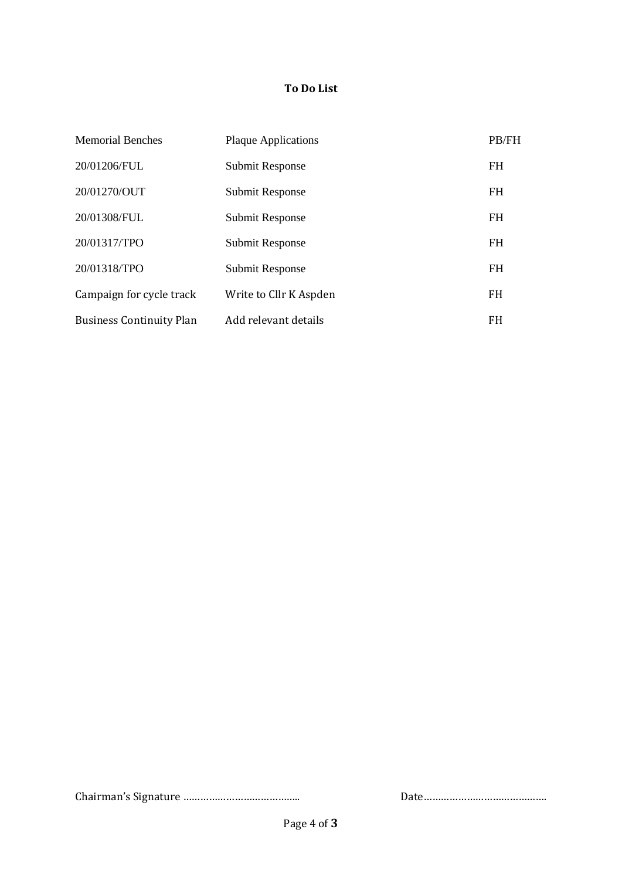**To Do List**

| | | |
|---|---|---|
| Memorial Benches | Plaque Applications | PB/FH |
| 20/01206/FUL | Submit Response | FH |
| 20/01270/OUT | Submit Response | FH |
| 20/01308/FUL | Submit Response | FH |
| 20/01317/TPO | Submit Response | FH |
| 20/01318/TPO | Submit Response | FH |
| Campaign for cycle track | Write to Cllr K Aspden | FH |
| Business Continuity Plan | Add relevant details | FH |

Chairman's Signature ………………………………….. Date…………………………………..